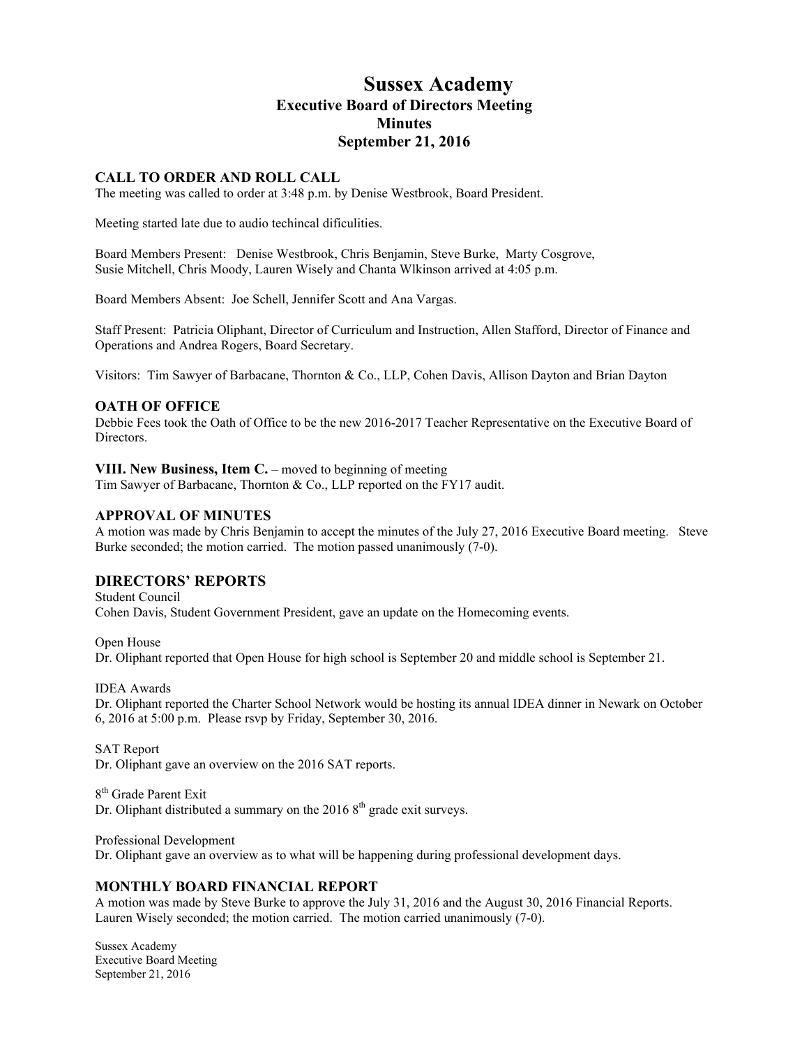# Sussex Academy

## Executive Board of Directors Meeting
## Minutes
## September 21, 2016

### CALL TO ORDER AND ROLL CALL

The meeting was called to order at 3:48 p.m. by Denise Westbrook, Board President.

Meeting started late due to audio techincal dificulities.

Board Members Present: Denise Westbrook, Chris Benjamin, Steve Burke, Marty Cosgrove, Susie Mitchell, Chris Moody, Lauren Wisely and Chanta Wlkinson arrived at 4:05 p.m.

Board Members Absent: Joe Schell, Jennifer Scott and Ana Vargas.

Staff Present: Patricia Oliphant, Director of Curriculum and Instruction, Allen Stafford, Director of Finance and Operations and Andrea Rogers, Board Secretary.

Visitors: Tim Sawyer of Barbacane, Thornton & Co., LLP, Cohen Davis, Allison Dayton and Brian Dayton

### OATH OF OFFICE

Debbie Fees took the Oath of Office to be the new 2016-2017 Teacher Representative on the Executive Board of Directors.

**VIII. New Business, Item C.** – moved to beginning of meeting

Tim Sawyer of Barbacane, Thornton & Co., LLP reported on the FY17 audit.

### APPROVAL OF MINUTES

A motion was made by Chris Benjamin to accept the minutes of the July 27, 2016 Executive Board meeting. Steve Burke seconded; the motion carried. The motion passed unanimously (7-0).

### DIRECTORS' REPORTS

Student Council

Cohen Davis, Student Government President, gave an update on the Homecoming events.

Open House

Dr. Oliphant reported that Open House for high school is September 20 and middle school is September 21.

IDEA Awards

Dr. Oliphant reported the Charter School Network would be hosting its annual IDEA dinner in Newark on October 6, 2016 at 5:00 p.m. Please rsvp by Friday, September 30, 2016.

SAT Report

Dr. Oliphant gave an overview on the 2016 SAT reports.

8th Grade Parent Exit

Dr. Oliphant distributed a summary on the 2016 8th grade exit surveys.

Professional Development

Dr. Oliphant gave an overview as to what will be happening during professional development days.

### MONTHLY BOARD FINANCIAL REPORT

A motion was made by Steve Burke to approve the July 31, 2016 and the August 30, 2016 Financial Reports. Lauren Wisely seconded; the motion carried. The motion carried unanimously (7-0).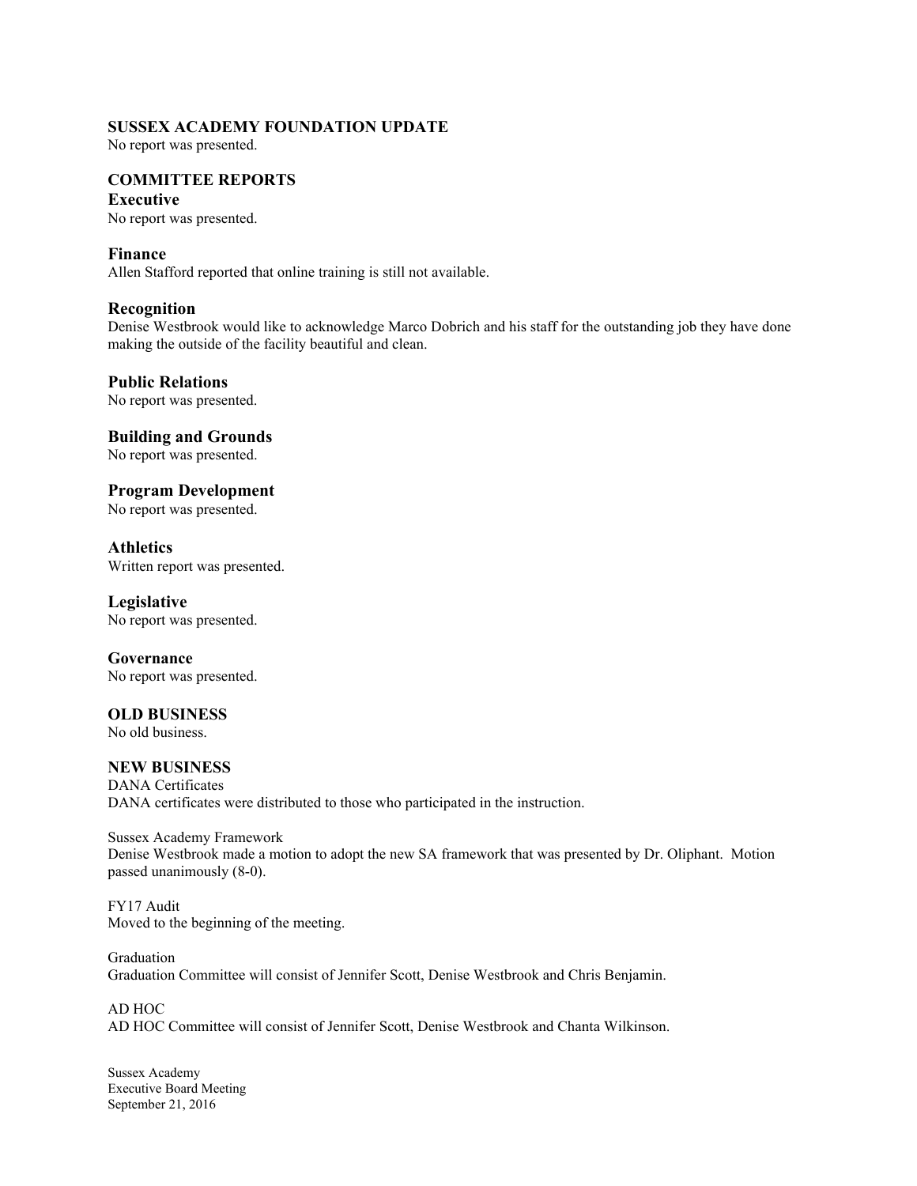## SUSSEX ACADEMY FOUNDATION UPDATE

No report was presented.

## COMMITTEE REPORTS

### Executive

No report was presented.

### Finance

Allen Stafford reported that online training is still not available.

### Recognition

Denise Westbrook would like to acknowledge Marco Dobrich and his staff for the outstanding job they have done making the outside of the facility beautiful and clean.

### Public Relations

No report was presented.

### Building and Grounds

No report was presented.

### Program Development

No report was presented.

### Athletics

Written report was presented.

### Legislative

No report was presented.

### Governance

No report was presented.

## OLD BUSINESS

No old business.

## NEW BUSINESS

DANA Certificates
DANA certificates were distributed to those who participated in the instruction.

Sussex Academy Framework
Denise Westbrook made a motion to adopt the new SA framework that was presented by Dr. Oliphant. Motion passed unanimously (8-0).

FY17 Audit
Moved to the beginning of the meeting.

Graduation
Graduation Committee will consist of Jennifer Scott, Denise Westbrook and Chris Benjamin.

AD HOC
AD HOC Committee will consist of Jennifer Scott, Denise Westbrook and Chanta Wilkinson.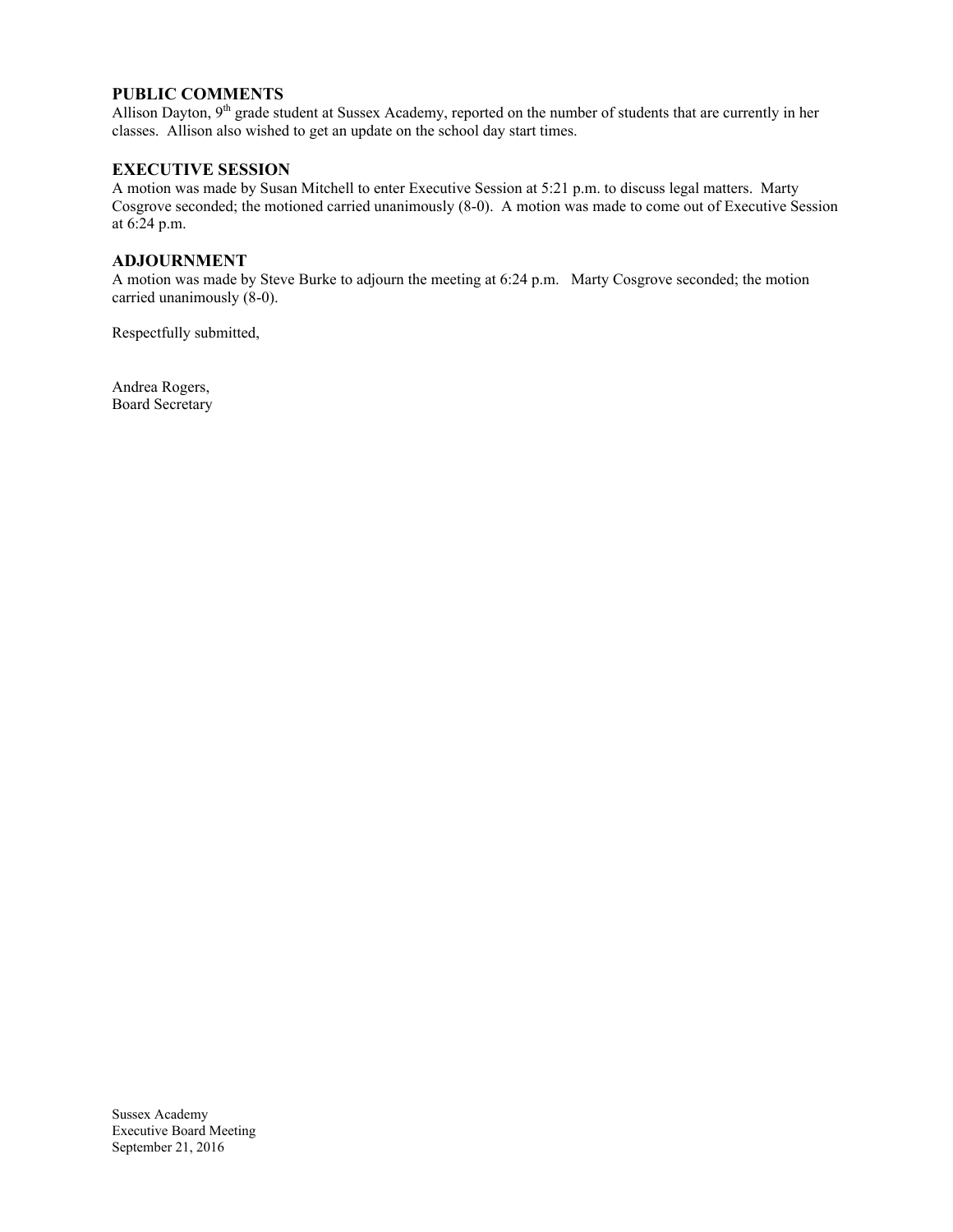## PUBLIC COMMENTS

Allison Dayton, 9th grade student at Sussex Academy, reported on the number of students that are currently in her classes. Allison also wished to get an update on the school day start times.

## EXECUTIVE SESSION

A motion was made by Susan Mitchell to enter Executive Session at 5:21 p.m. to discuss legal matters. Marty Cosgrove seconded; the motioned carried unanimously (8-0). A motion was made to come out of Executive Session at 6:24 p.m.

## ADJOURNMENT

A motion was made by Steve Burke to adjourn the meeting at 6:24 p.m. Marty Cosgrove seconded; the motion carried unanimously (8-0).

Respectfully submitted,

Andrea Rogers,
Board Secretary